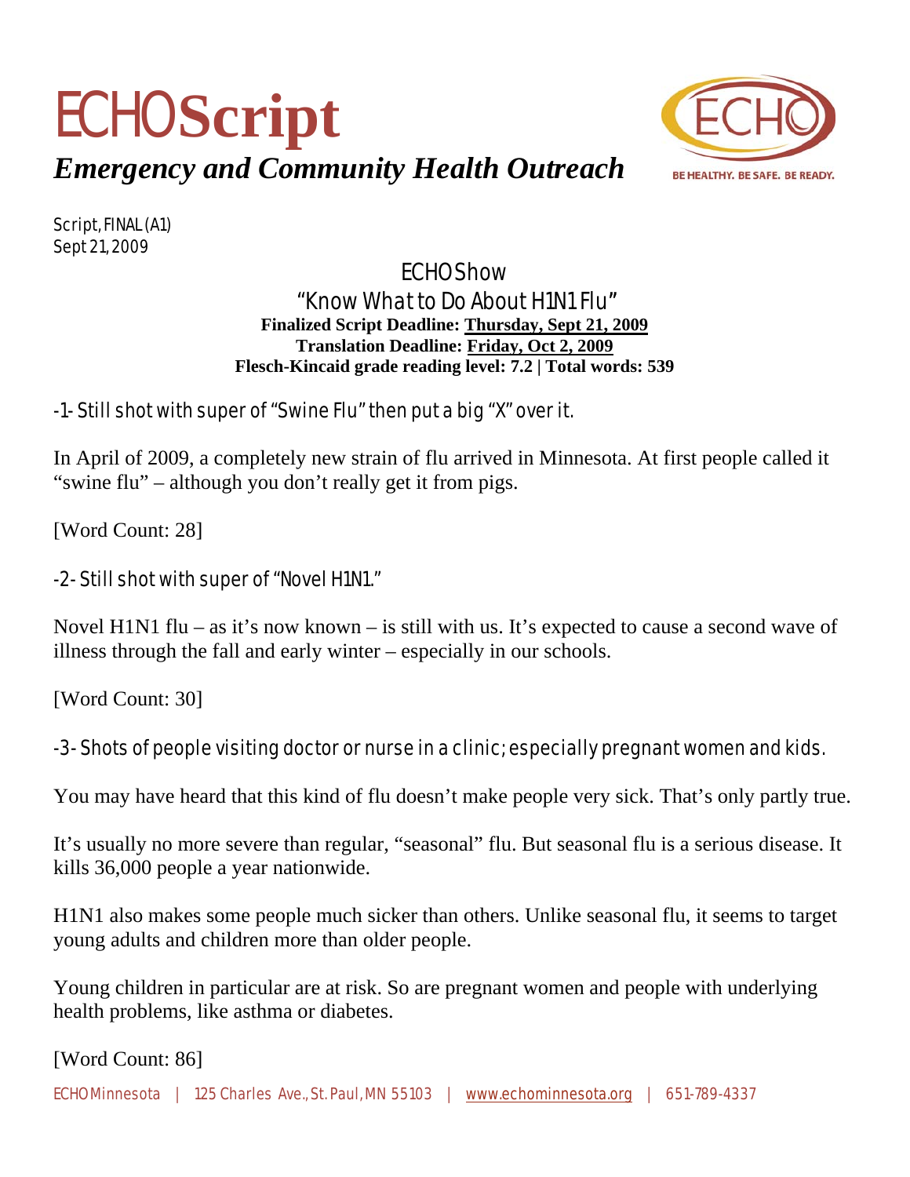# ECHO**Script**

***Emergency and Community Health Outreach***

BE HEALTHY. BE SAFE. BE READY.

Script, FINAL (A1)
Sept 21, 2009

## ECHO Show
## "Know What to Do About H1N1 Flu"

**Finalized Script Deadline: Thursday, Sept 21, 2009**
**Translation Deadline: Friday, Oct 2, 2009**
**Flesch-Kincaid grade reading level: 7.2 | Total words: 539**

-1- Still shot with super of "Swine Flu" then put a big "X" over it.

In April of 2009, a completely new strain of flu arrived in Minnesota. At first people called it "swine flu" – although you don't really get it from pigs.

[Word Count: 28]

-2- Still shot with super of "Novel H1N1."

Novel H1N1 flu – as it's now known – is still with us. It's expected to cause a second wave of illness through the fall and early winter – especially in our schools.

[Word Count: 30]

-3- Shots of people visiting doctor or nurse in a clinic; especially pregnant women and kids.

You may have heard that this kind of flu doesn't make people very sick. That's only partly true.

It's usually no more severe than regular, "seasonal" flu. But seasonal flu is a serious disease. It kills 36,000 people a year nationwide.

H1N1 also makes some people much sicker than others. Unlike seasonal flu, it seems to target young adults and children more than older people.

Young children in particular are at risk. So are pregnant women and people with underlying health problems, like asthma or diabetes.

[Word Count: 86]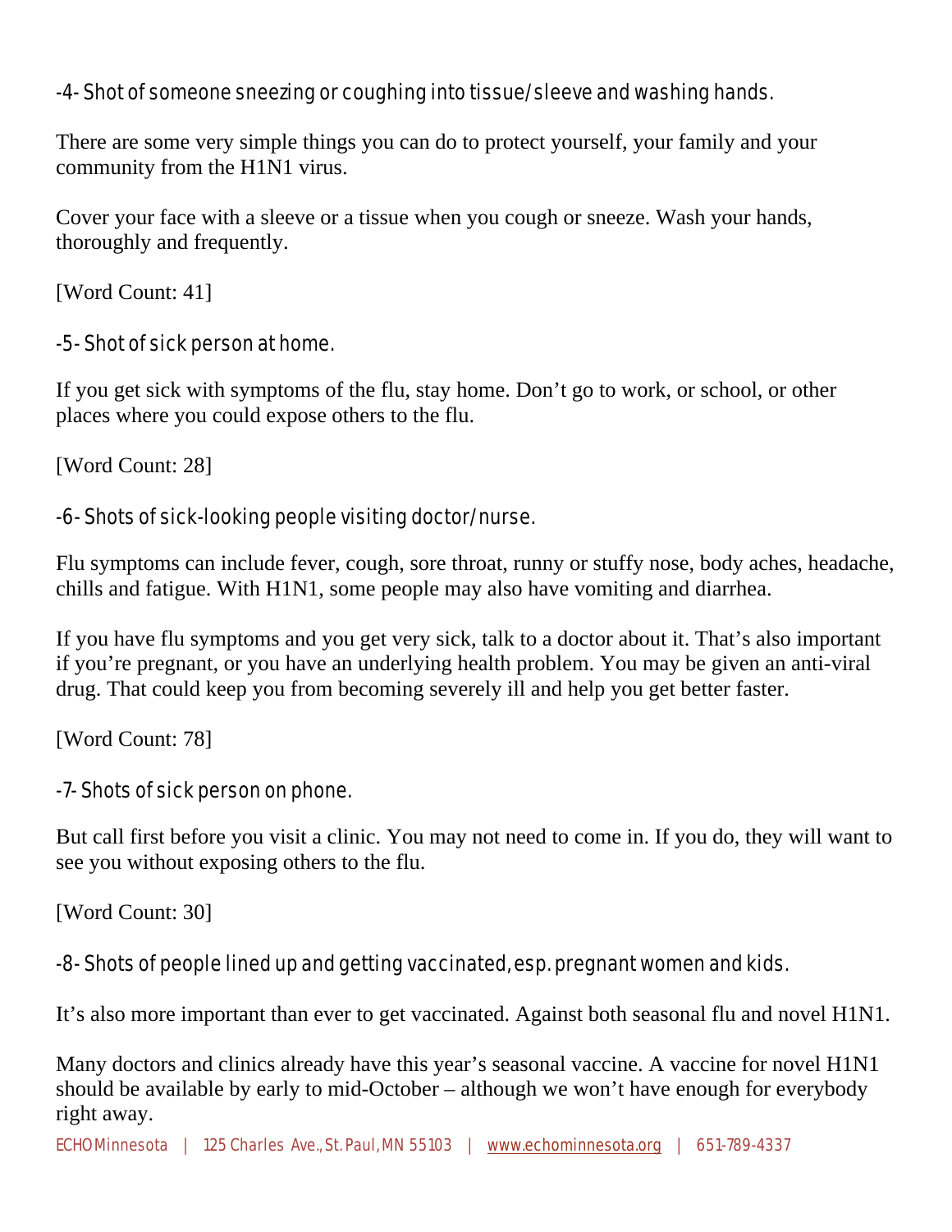-4- Shot of someone sneezing or coughing into tissue/sleeve and washing hands.

There are some very simple things you can do to protect yourself, your family and your community from the H1N1 virus.

Cover your face with a sleeve or a tissue when you cough or sneeze. Wash your hands, thoroughly and frequently.

[Word Count: 41]

-5- Shot of sick person at home.

If you get sick with symptoms of the flu, stay home. Don't go to work, or school, or other places where you could expose others to the flu.

[Word Count: 28]

-6- Shots of sick-looking people visiting doctor/nurse.

Flu symptoms can include fever, cough, sore throat, runny or stuffy nose, body aches, headache, chills and fatigue. With H1N1, some people may also have vomiting and diarrhea.

If you have flu symptoms and you get very sick, talk to a doctor about it. That's also important if you're pregnant, or you have an underlying health problem. You may be given an anti-viral drug. That could keep you from becoming severely ill and help you get better faster.

[Word Count: 78]

-7- Shots of sick person on phone.

But call first before you visit a clinic. You may not need to come in. If you do, they will want to see you without exposing others to the flu.

[Word Count: 30]

-8- Shots of people lined up and getting vaccinated, esp. pregnant women and kids.

It's also more important than ever to get vaccinated. Against both seasonal flu and novel H1N1.

Many doctors and clinics already have this year's seasonal vaccine. A vaccine for novel H1N1 should be available by early to mid-October – although we won't have enough for everybody right away.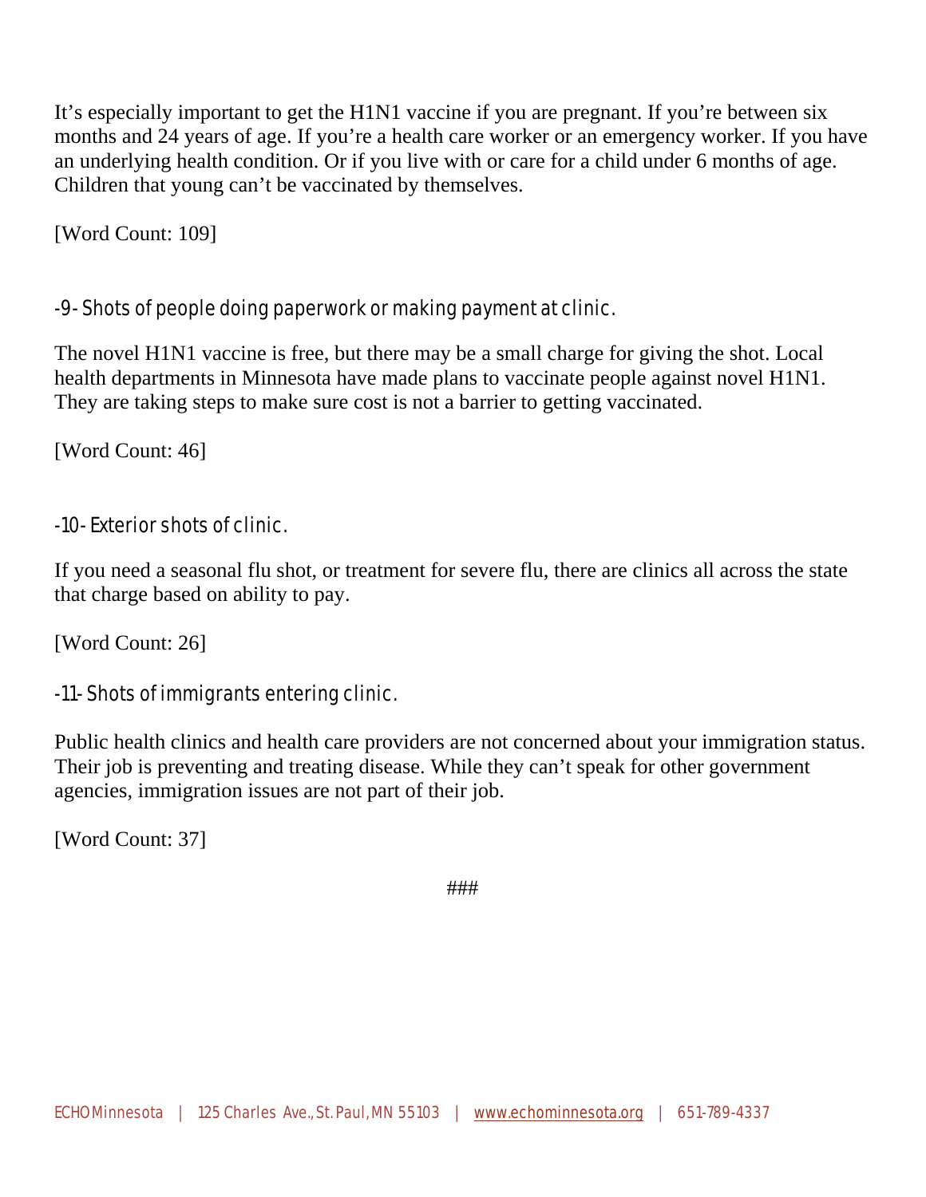It's especially important to get the H1N1 vaccine if you are pregnant. If you're between six months and 24 years of age. If you're a health care worker or an emergency worker. If you have an underlying health condition. Or if you live with or care for a child under 6 months of age. Children that young can't be vaccinated by themselves.

[Word Count: 109]

-9- Shots of people doing paperwork or making payment at clinic.

The novel H1N1 vaccine is free, but there may be a small charge for giving the shot. Local health departments in Minnesota have made plans to vaccinate people against novel H1N1. They are taking steps to make sure cost is not a barrier to getting vaccinated.

[Word Count: 46]

-10- Exterior shots of clinic.

If you need a seasonal flu shot, or treatment for severe flu, there are clinics all across the state that charge based on ability to pay.

[Word Count: 26]

-11- Shots of immigrants entering clinic.

Public health clinics and health care providers are not concerned about your immigration status. Their job is preventing and treating disease. While they can't speak for other government agencies, immigration issues are not part of their job.

[Word Count: 37]

###

ECHO Minnesota | 125 Charles Ave., St. Paul, MN 55103 | www.echominnesota.org | 651-789-4337